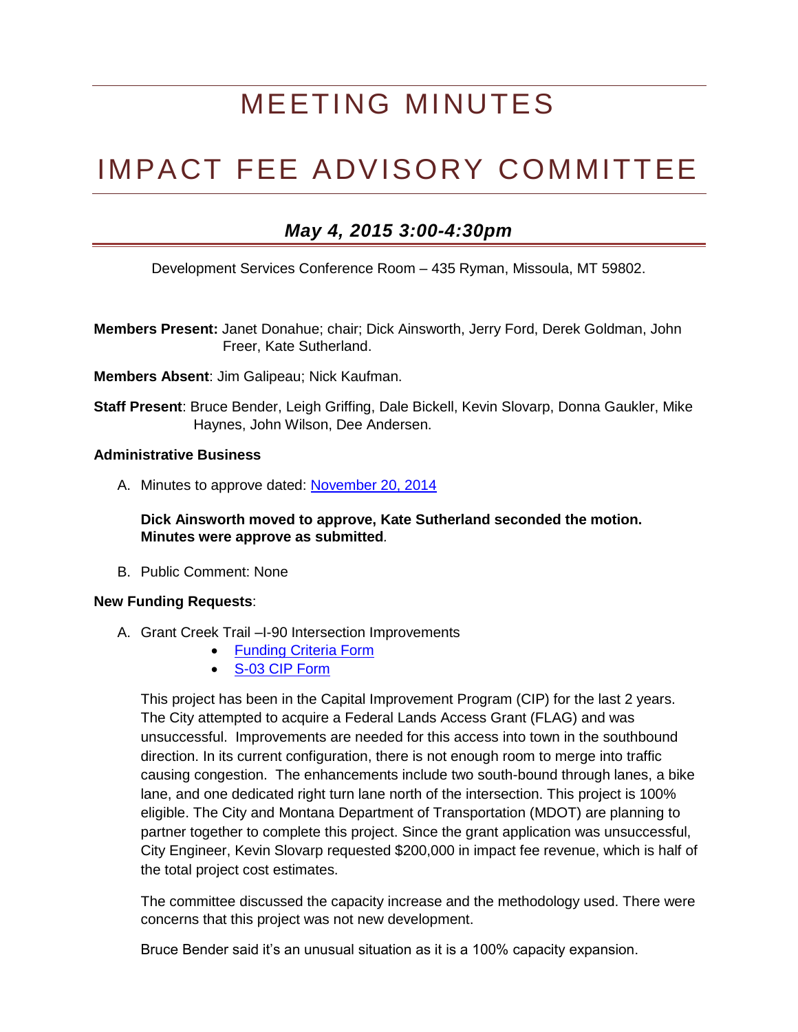# MEETING MINUTES

# IMPACT FEE ADVISORY COMMITTEE

## *May 4, 2015 3:00-4:30pm*

Development Services Conference Room – 435 Ryman, Missoula, MT 59802.

**Members Present:** Janet Donahue; chair; Dick Ainsworth, Jerry Ford, Derek Goldman, John Freer, Kate Sutherland.

**Members Absent**: Jim Galipeau; Nick Kaufman.

**Staff Present**: Bruce Bender, Leigh Griffing, Dale Bickell, Kevin Slovarp, Donna Gaukler, Mike Haynes, John Wilson, Dee Andersen.

**Administrative Business**

A. Minutes to approve dated: November 20, 2014

   **Dick Ainsworth moved to approve, Kate Sutherland seconded the motion. Minutes were approve as submitted**.

B. Public Comment: None

**New Funding Requests**:

A. Grant Creek Trail –I-90 Intersection Improvements
   - Funding Criteria Form
   - S-03 CIP Form

   This project has been in the Capital Improvement Program (CIP) for the last 2 years. The City attempted to acquire a Federal Lands Access Grant (FLAG) and was unsuccessful. Improvements are needed for this access into town in the southbound direction. In its current configuration, there is not enough room to merge into traffic causing congestion. The enhancements include two south-bound through lanes, a bike lane, and one dedicated right turn lane north of the intersection. This project is 100% eligible. The City and Montana Department of Transportation (MDOT) are planning to partner together to complete this project. Since the grant application was unsuccessful, City Engineer, Kevin Slovarp requested $200,000 in impact fee revenue, which is half of the total project cost estimates.

   The committee discussed the capacity increase and the methodology used. There were concerns that this project was not new development.

   Bruce Bender said it's an unusual situation as it is a 100% capacity expansion.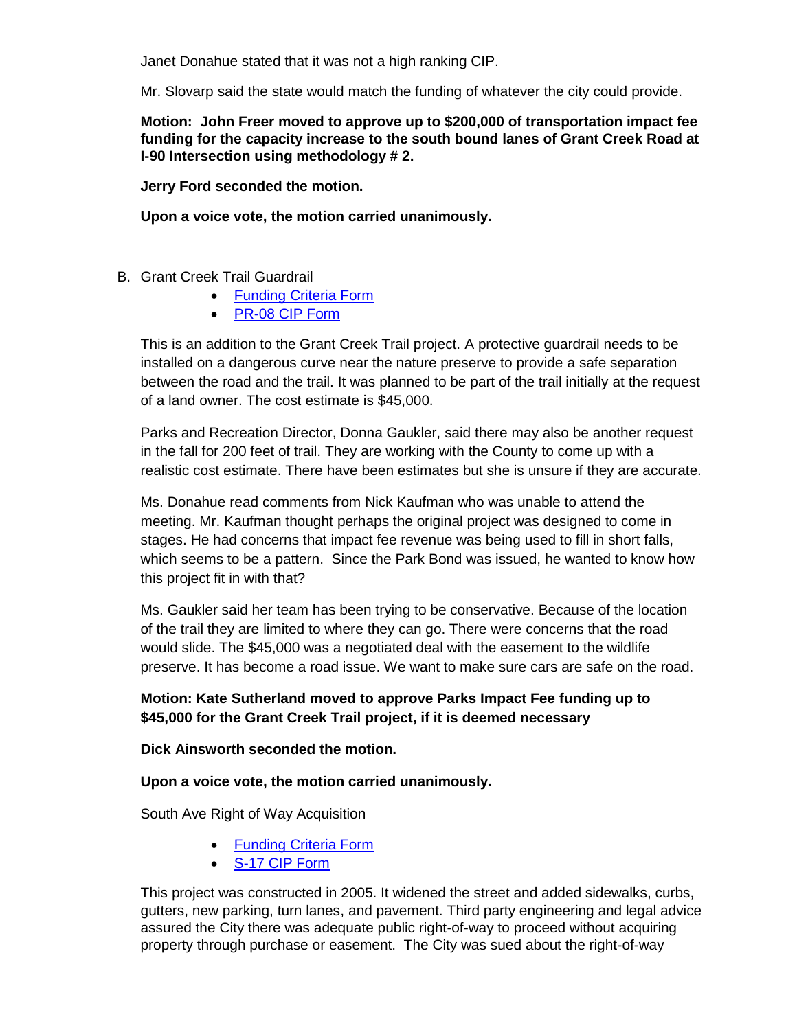Janet Donahue stated that it was not a high ranking CIP.

Mr. Slovarp said the state would match the funding of whatever the city could provide.

**Motion: John Freer moved to approve up to $200,000 of transportation impact fee funding for the capacity increase to the south bound lanes of Grant Creek Road at I-90 Intersection using methodology # 2.**

**Jerry Ford seconded the motion.**

**Upon a voice vote, the motion carried unanimously.**

B. Grant Creek Trail Guardrail

- Funding Criteria Form
- PR-08 CIP Form

This is an addition to the Grant Creek Trail project. A protective guardrail needs to be installed on a dangerous curve near the nature preserve to provide a safe separation between the road and the trail. It was planned to be part of the trail initially at the request of a land owner. The cost estimate is $45,000.

Parks and Recreation Director, Donna Gaukler, said there may also be another request in the fall for 200 feet of trail. They are working with the County to come up with a realistic cost estimate. There have been estimates but she is unsure if they are accurate.

Ms. Donahue read comments from Nick Kaufman who was unable to attend the meeting. Mr. Kaufman thought perhaps the original project was designed to come in stages. He had concerns that impact fee revenue was being used to fill in short falls, which seems to be a pattern. Since the Park Bond was issued, he wanted to know how this project fit in with that?

Ms. Gaukler said her team has been trying to be conservative. Because of the location of the trail they are limited to where they can go. There were concerns that the road would slide. The $45,000 was a negotiated deal with the easement to the wildlife preserve. It has become a road issue. We want to make sure cars are safe on the road.

**Motion: Kate Sutherland moved to approve Parks Impact Fee funding up to $45,000 for the Grant Creek Trail project, if it is deemed necessary**

**Dick Ainsworth seconded the motion.**

**Upon a voice vote, the motion carried unanimously.**

South Ave Right of Way Acquisition

- Funding Criteria Form
- S-17 CIP Form

This project was constructed in 2005. It widened the street and added sidewalks, curbs, gutters, new parking, turn lanes, and pavement. Third party engineering and legal advice assured the City there was adequate public right-of-way to proceed without acquiring property through purchase or easement. The City was sued about the right-of-way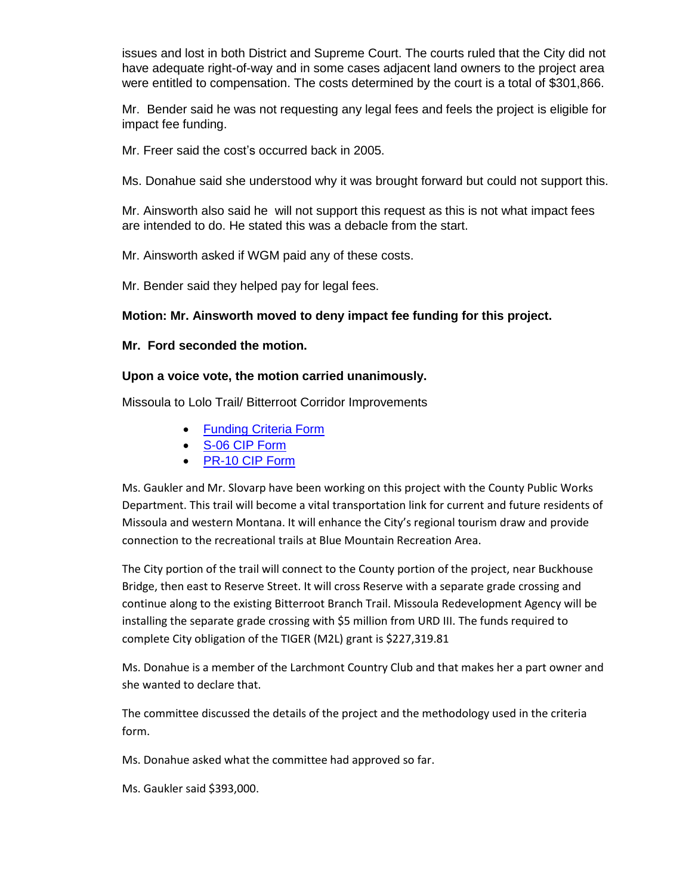issues and lost in both District and Supreme Court. The courts ruled that the City did not have adequate right-of-way and in some cases adjacent land owners to the project area were entitled to compensation. The costs determined by the court is a total of $301,866.

Mr. Bender said he was not requesting any legal fees and feels the project is eligible for impact fee funding.

Mr. Freer said the cost's occurred back in 2005.

Ms. Donahue said she understood why it was brought forward but could not support this.

Mr. Ainsworth also said he will not support this request as this is not what impact fees are intended to do. He stated this was a debacle from the start.

Mr. Ainsworth asked if WGM paid any of these costs.

Mr. Bender said they helped pay for legal fees.

**Motion: Mr. Ainsworth moved to deny impact fee funding for this project.**

**Mr. Ford seconded the motion.**

**Upon a voice vote, the motion carried unanimously.**

Missoula to Lolo Trail/ Bitterroot Corridor Improvements

- Funding Criteria Form
- S-06 CIP Form
- PR-10 CIP Form

Ms. Gaukler and Mr. Slovarp have been working on this project with the County Public Works Department. This trail will become a vital transportation link for current and future residents of Missoula and western Montana. It will enhance the City's regional tourism draw and provide connection to the recreational trails at Blue Mountain Recreation Area.

The City portion of the trail will connect to the County portion of the project, near Buckhouse Bridge, then east to Reserve Street. It will cross Reserve with a separate grade crossing and continue along to the existing Bitterroot Branch Trail. Missoula Redevelopment Agency will be installing the separate grade crossing with $5 million from URD III. The funds required to complete City obligation of the TIGER (M2L) grant is $227,319.81

Ms. Donahue is a member of the Larchmont Country Club and that makes her a part owner and she wanted to declare that.

The committee discussed the details of the project and the methodology used in the criteria form.

Ms. Donahue asked what the committee had approved so far.

Ms. Gaukler said $393,000.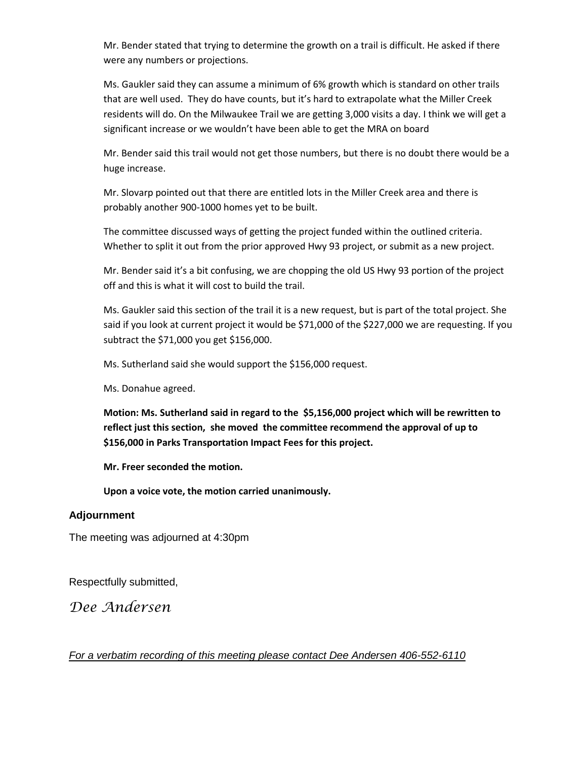Mr. Bender stated that trying to determine the growth on a trail is difficult. He asked if there were any numbers or projections.

Ms. Gaukler said they can assume a minimum of 6% growth which is standard on other trails that are well used. They do have counts, but it's hard to extrapolate what the Miller Creek residents will do. On the Milwaukee Trail we are getting 3,000 visits a day. I think we will get a significant increase or we wouldn't have been able to get the MRA on board

Mr. Bender said this trail would not get those numbers, but there is no doubt there would be a huge increase.

Mr. Slovarp pointed out that there are entitled lots in the Miller Creek area and there is probably another 900-1000 homes yet to be built.

The committee discussed ways of getting the project funded within the outlined criteria. Whether to split it out from the prior approved Hwy 93 project, or submit as a new project.

Mr. Bender said it's a bit confusing, we are chopping the old US Hwy 93 portion of the project off and this is what it will cost to build the trail.

Ms. Gaukler said this section of the trail it is a new request, but is part of the total project. She said if you look at current project it would be $71,000 of the $227,000 we are requesting. If you subtract the $71,000 you get $156,000.

Ms. Sutherland said she would support the $156,000 request.

Ms. Donahue agreed.

**Motion: Ms. Sutherland said in regard to the $5,156,000 project which will be rewritten to reflect just this section, she moved the committee recommend the approval of up to $156,000 in Parks Transportation Impact Fees for this project.**

**Mr. Freer seconded the motion.**

**Upon a voice vote, the motion carried unanimously.**

### Adjournment

The meeting was adjourned at 4:30pm

Respectfully submitted,

*Dee Andersen*

*For a verbatim recording of this meeting please contact Dee Andersen 406-552-6110*